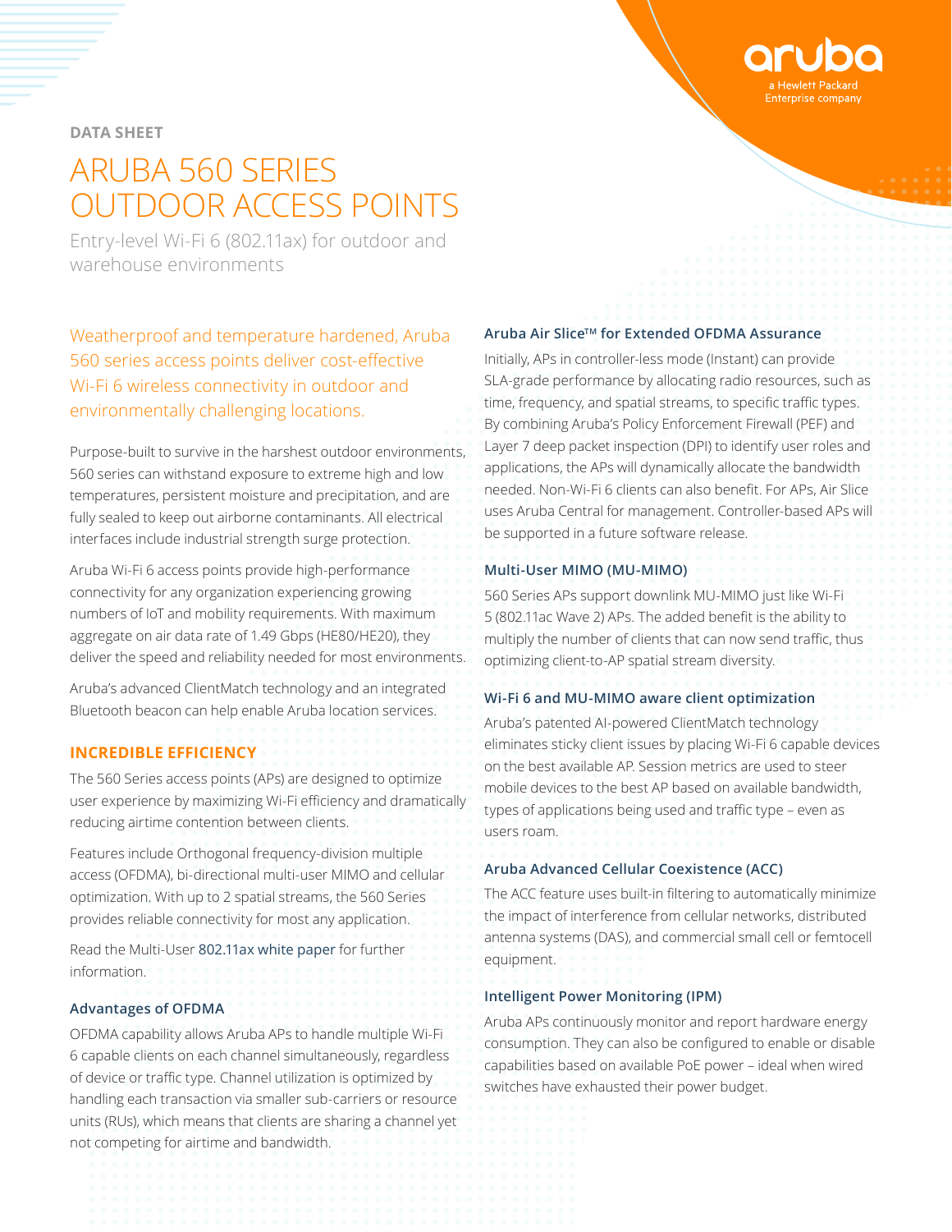DATA SHEET

# ARUBA 560 SERIES OUTDOOR ACCESS POINTS

Entry-level Wi-Fi 6 (802.11ax) for outdoor and warehouse environments

Weatherproof and temperature hardened, Aruba 560 series access points deliver cost-effective Wi-Fi 6 wireless connectivity in outdoor and environmentally challenging locations.

Purpose-built to survive in the harshest outdoor environments, 560 series can withstand exposure to extreme high and low temperatures, persistent moisture and precipitation, and are fully sealed to keep out airborne contaminants. All electrical interfaces include industrial strength surge protection.

Aruba Wi-Fi 6 access points provide high-performance connectivity for any organization experiencing growing numbers of IoT and mobility requirements. With maximum aggregate on air data rate of 1.49 Gbps (HE80/HE20), they deliver the speed and reliability needed for most environments.

Aruba's advanced ClientMatch technology and an integrated Bluetooth beacon can help enable Aruba location services.

## INCREDIBLE EFFICIENCY

The 560 Series access points (APs) are designed to optimize user experience by maximizing Wi-Fi efficiency and dramatically reducing airtime contention between clients.

Features include Orthogonal frequency-division multiple access (OFDMA), bi-directional multi-user MIMO and cellular optimization. With up to 2 spatial streams, the 560 Series provides reliable connectivity for most any application.

Read the Multi-User 802.11ax white paper for further information.

### Advantages of OFDMA

OFDMA capability allows Aruba APs to handle multiple Wi-Fi 6 capable clients on each channel simultaneously, regardless of device or traffic type. Channel utilization is optimized by handling each transaction via smaller sub-carriers or resource units (RUs), which means that clients are sharing a channel yet not competing for airtime and bandwidth.

### Aruba Air Slice™ for Extended OFDMA Assurance

Initially, APs in controller-less mode (Instant) can provide SLA-grade performance by allocating radio resources, such as time, frequency, and spatial streams, to specific traffic types. By combining Aruba's Policy Enforcement Firewall (PEF) and Layer 7 deep packet inspection (DPI) to identify user roles and applications, the APs will dynamically allocate the bandwidth needed. Non-Wi-Fi 6 clients can also benefit. For APs, Air Slice uses Aruba Central for management. Controller-based APs will be supported in a future software release.

### Multi-User MIMO (MU-MIMO)

560 Series APs support downlink MU-MIMO just like Wi-Fi 5 (802.11ac Wave 2) APs. The added benefit is the ability to multiply the number of clients that can now send traffic, thus optimizing client-to-AP spatial stream diversity.

### Wi-Fi 6 and MU-MIMO aware client optimization

Aruba's patented AI-powered ClientMatch technology eliminates sticky client issues by placing Wi-Fi 6 capable devices on the best available AP. Session metrics are used to steer mobile devices to the best AP based on available bandwidth, types of applications being used and traffic type – even as users roam.

### Aruba Advanced Cellular Coexistence (ACC)

The ACC feature uses built-in filtering to automatically minimize the impact of interference from cellular networks, distributed antenna systems (DAS), and commercial small cell or femtocell equipment.

### Intelligent Power Monitoring (IPM)

Aruba APs continuously monitor and report hardware energy consumption. They can also be configured to enable or disable capabilities based on available PoE power – ideal when wired switches have exhausted their power budget.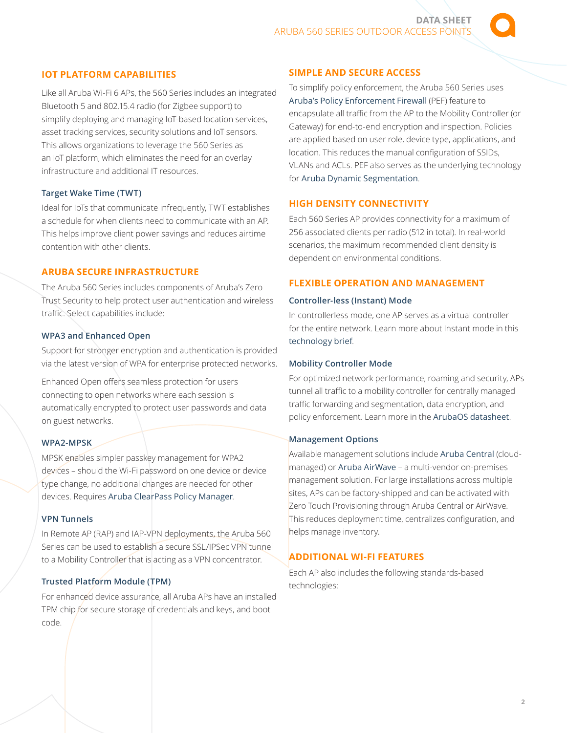## IOT PLATFORM CAPABILITIES

Like all Aruba Wi-Fi 6 APs, the 560 Series includes an integrated Bluetooth 5 and 802.15.4 radio (for Zigbee support) to simplify deploying and managing IoT-based location services, asset tracking services, security solutions and IoT sensors. This allows organizations to leverage the 560 Series as an IoT platform, which eliminates the need for an overlay infrastructure and additional IT resources.

### Target Wake Time (TWT)

Ideal for IoTs that communicate infrequently, TWT establishes a schedule for when clients need to communicate with an AP. This helps improve client power savings and reduces airtime contention with other clients.

## ARUBA SECURE INFRASTRUCTURE

The Aruba 560 Series includes components of Aruba's Zero Trust Security to help protect user authentication and wireless traffic. Select capabilities include:

### WPA3 and Enhanced Open

Support for stronger encryption and authentication is provided via the latest version of WPA for enterprise protected networks.

Enhanced Open offers seamless protection for users connecting to open networks where each session is automatically encrypted to protect user passwords and data on guest networks.

### WPA2-MPSK

MPSK enables simpler passkey management for WPA2 devices – should the Wi-Fi password on one device or device type change, no additional changes are needed for other devices. Requires Aruba ClearPass Policy Manager.

### VPN Tunnels

In Remote AP (RAP) and IAP-VPN deployments, the Aruba 560 Series can be used to establish a secure SSL/IPSec VPN tunnel to a Mobility Controller that is acting as a VPN concentrator.

### Trusted Platform Module (TPM)

For enhanced device assurance, all Aruba APs have an installed TPM chip for secure storage of credentials and keys, and boot code.

## SIMPLE AND SECURE ACCESS

To simplify policy enforcement, the Aruba 560 Series uses Aruba's Policy Enforcement Firewall (PEF) feature to encapsulate all traffic from the AP to the Mobility Controller (or Gateway) for end-to-end encryption and inspection. Policies are applied based on user role, device type, applications, and location. This reduces the manual configuration of SSIDs, VLANs and ACLs. PEF also serves as the underlying technology for Aruba Dynamic Segmentation.

## HIGH DENSITY CONNECTIVITY

Each 560 Series AP provides connectivity for a maximum of 256 associated clients per radio (512 in total). In real-world scenarios, the maximum recommended client density is dependent on environmental conditions.

## FLEXIBLE OPERATION AND MANAGEMENT

### Controller-less (Instant) Mode

In controllerless mode, one AP serves as a virtual controller for the entire network. Learn more about Instant mode in this technology brief.

### Mobility Controller Mode

For optimized network performance, roaming and security, APs tunnel all traffic to a mobility controller for centrally managed traffic forwarding and segmentation, data encryption, and policy enforcement. Learn more in the ArubaOS datasheet.

### Management Options

Available management solutions include Aruba Central (cloud-managed) or Aruba AirWave – a multi-vendor on-premises management solution. For large installations across multiple sites, APs can be factory-shipped and can be activated with Zero Touch Provisioning through Aruba Central or AirWave. This reduces deployment time, centralizes configuration, and helps manage inventory.

## ADDITIONAL WI-FI FEATURES

Each AP also includes the following standards-based technologies: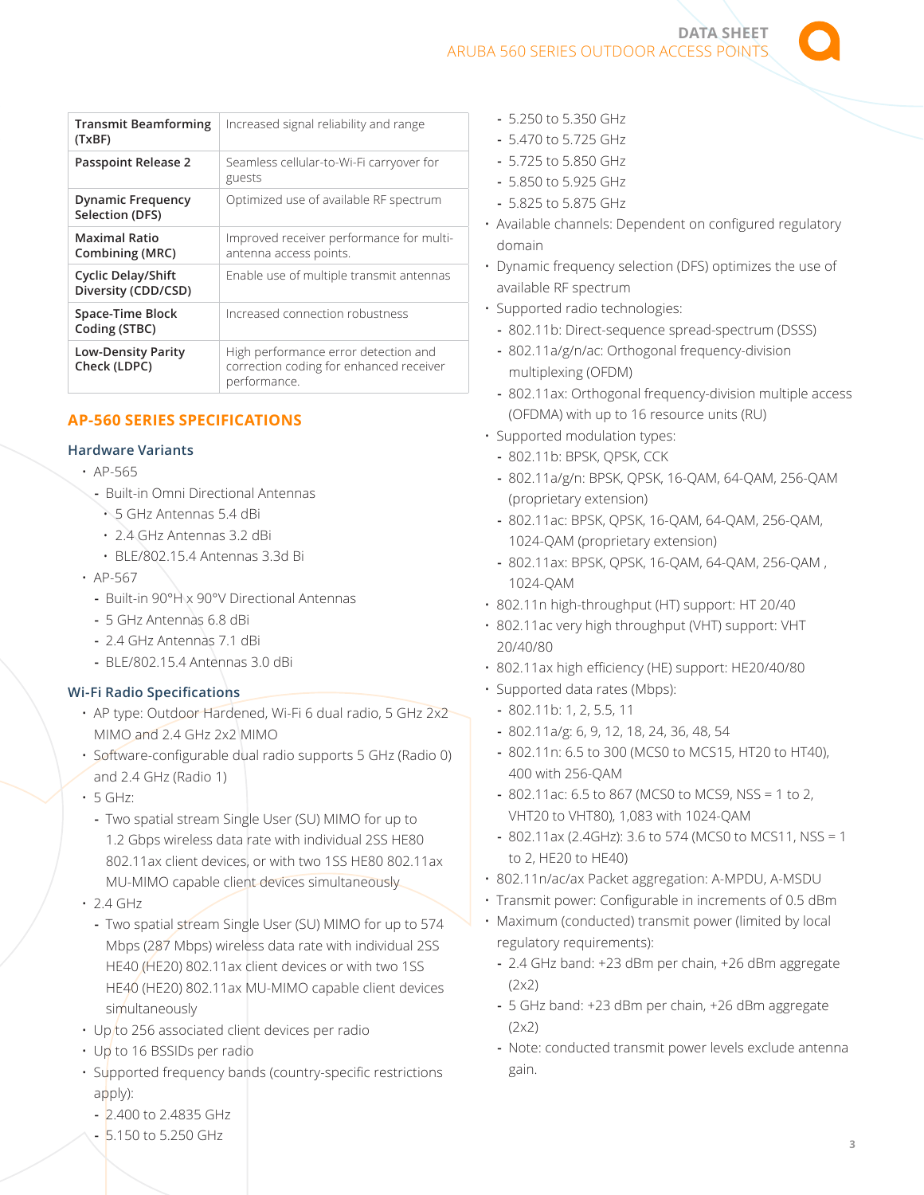| Transmit Beamforming (TxBF) | Increased signal reliability and range |
|---|---|
| Passpoint Release 2 | Seamless cellular-to-Wi-Fi carryover for guests |
| Dynamic Frequency Selection (DFS) | Optimized use of available RF spectrum |
| Maximal Ratio Combining (MRC) | Improved receiver performance for multi-antenna access points. |
| Cyclic Delay/Shift Diversity (CDD/CSD) | Enable use of multiple transmit antennas |
| Space-Time Block Coding (STBC) | Increased connection robustness |
| Low-Density Parity Check (LDPC) | High performance error detection and correction coding for enhanced receiver performance. |

## AP-560 SERIES SPECIFICATIONS

### Hardware Variants

- AP-565
  - Built-in Omni Directional Antennas
    - 5 GHz Antennas 5.4 dBi
    - 2.4 GHz Antennas 3.2 dBi
    - BLE/802.15.4 Antennas 3.3d Bi
- AP-567
  - Built-in 90°H x 90°V Directional Antennas
  - 5 GHz Antennas 6.8 dBi
  - 2.4 GHz Antennas 7.1 dBi
  - BLE/802.15.4 Antennas 3.0 dBi

### Wi-Fi Radio Specifications

- AP type: Outdoor Hardened, Wi-Fi 6 dual radio, 5 GHz 2x2 MIMO and 2.4 GHz 2x2 MIMO
- Software-configurable dual radio supports 5 GHz (Radio 0) and 2.4 GHz (Radio 1)
- 5 GHz:
  - Two spatial stream Single User (SU) MIMO for up to 1.2 Gbps wireless data rate with individual 2SS HE80 802.11ax client devices, or with two 1SS HE80 802.11ax MU-MIMO capable client devices simultaneously
- 2.4 GHz
  - Two spatial stream Single User (SU) MIMO for up to 574 Mbps (287 Mbps) wireless data rate with individual 2SS HE40 (HE20) 802.11ax client devices or with two 1SS HE40 (HE20) 802.11ax MU-MIMO capable client devices simultaneously
- Up to 256 associated client devices per radio
- Up to 16 BSSIDs per radio
- Supported frequency bands (country-specific restrictions apply):
  - 2.400 to 2.4835 GHz
  - 5.150 to 5.250 GHz
  - 5.250 to 5.350 GHz
  - 5.470 to 5.725 GHz
  - 5.725 to 5.850 GHz
  - 5.850 to 5.925 GHz
  - 5.825 to 5.875 GHz
- Available channels: Dependent on configured regulatory domain
- Dynamic frequency selection (DFS) optimizes the use of available RF spectrum
- Supported radio technologies:
  - 802.11b: Direct-sequence spread-spectrum (DSSS)
  - 802.11a/g/n/ac: Orthogonal frequency-division multiplexing (OFDM)
  - 802.11ax: Orthogonal frequency-division multiple access (OFDMA) with up to 16 resource units (RU)
- Supported modulation types:
  - 802.11b: BPSK, QPSK, CCK
  - 802.11a/g/n: BPSK, QPSK, 16-QAM, 64-QAM, 256-QAM (proprietary extension)
  - 802.11ac: BPSK, QPSK, 16-QAM, 64-QAM, 256-QAM, 1024-QAM (proprietary extension)
  - 802.11ax: BPSK, QPSK, 16-QAM, 64-QAM, 256-QAM , 1024-QAM
- 802.11n high-throughput (HT) support: HT 20/40
- 802.11ac very high throughput (VHT) support: VHT 20/40/80
- 802.11ax high efficiency (HE) support: HE20/40/80
- Supported data rates (Mbps):
  - 802.11b: 1, 2, 5.5, 11
  - 802.11a/g: 6, 9, 12, 18, 24, 36, 48, 54
  - 802.11n: 6.5 to 300 (MCS0 to MCS15, HT20 to HT40), 400 with 256-QAM
  - 802.11ac: 6.5 to 867 (MCS0 to MCS9, NSS = 1 to 2, VHT20 to VHT80), 1,083 with 1024-QAM
  - 802.11ax (2.4GHz): 3.6 to 574 (MCS0 to MCS11, NSS = 1 to 2, HE20 to HE40)
- 802.11n/ac/ax Packet aggregation: A-MPDU, A-MSDU
- Transmit power: Configurable in increments of 0.5 dBm
- Maximum (conducted) transmit power (limited by local regulatory requirements):
  - 2.4 GHz band: +23 dBm per chain, +26 dBm aggregate (2x2)
  - 5 GHz band: +23 dBm per chain, +26 dBm aggregate (2x2)
  - Note: conducted transmit power levels exclude antenna gain.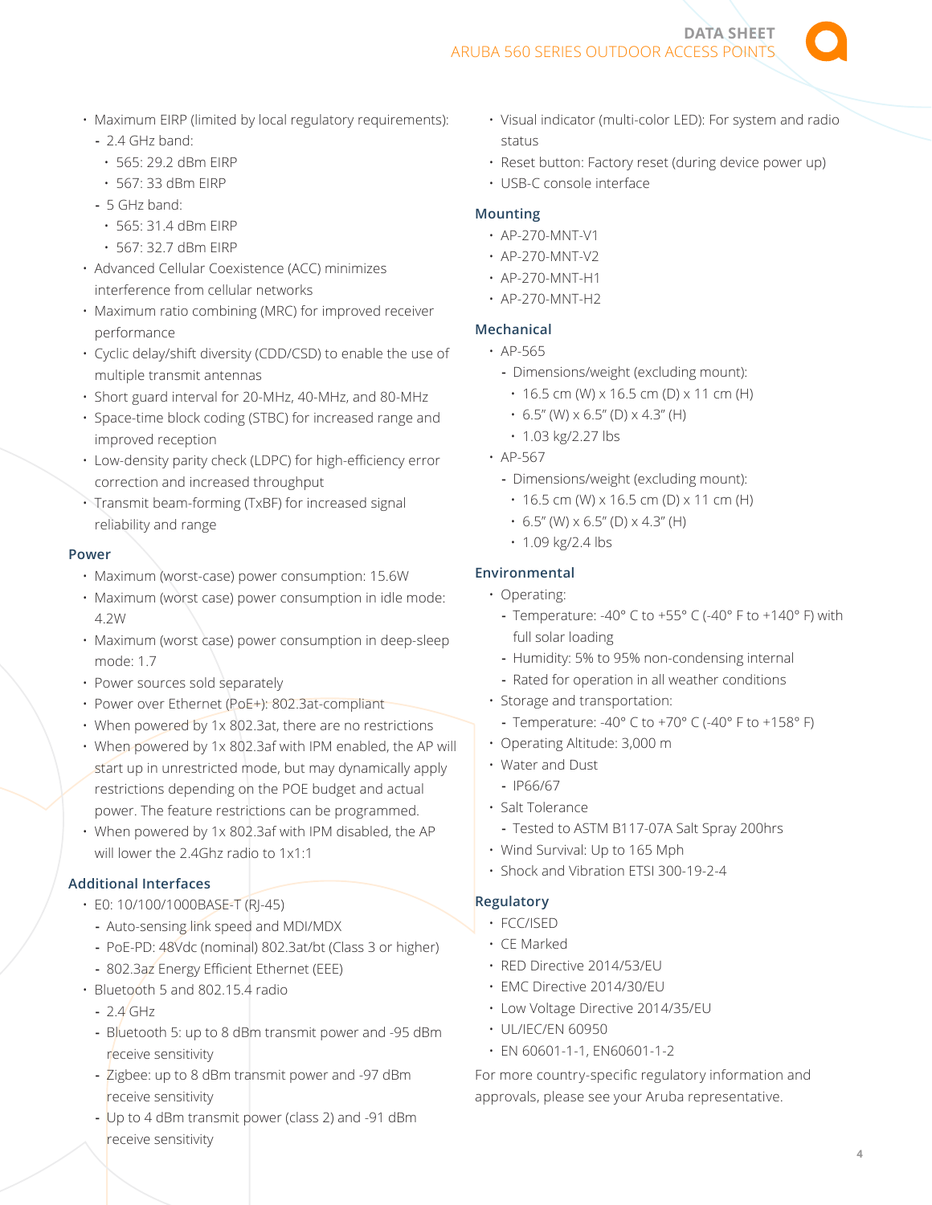- Maximum EIRP (limited by local regulatory requirements):
  - 2.4 GHz band:
    - 565: 29.2 dBm EIRP
    - 567: 33 dBm EIRP
  - 5 GHz band:
    - 565: 31.4 dBm EIRP
    - 567: 32.7 dBm EIRP
- Advanced Cellular Coexistence (ACC) minimizes interference from cellular networks
- Maximum ratio combining (MRC) for improved receiver performance
- Cyclic delay/shift diversity (CDD/CSD) to enable the use of multiple transmit antennas
- Short guard interval for 20-MHz, 40-MHz, and 80-MHz
- Space-time block coding (STBC) for increased range and improved reception
- Low-density parity check (LDPC) for high-efficiency error correction and increased throughput
- Transmit beam-forming (TxBF) for increased signal reliability and range

### Power

- Maximum (worst-case) power consumption: 15.6W
- Maximum (worst case) power consumption in idle mode: 4.2W
- Maximum (worst case) power consumption in deep-sleep mode: 1.7
- Power sources sold separately
- Power over Ethernet (PoE+): 802.3at-compliant
- When powered by 1x 802.3at, there are no restrictions
- When powered by 1x 802.3af with IPM enabled, the AP will start up in unrestricted mode, but may dynamically apply restrictions depending on the POE budget and actual power. The feature restrictions can be programmed.
- When powered by 1x 802.3af with IPM disabled, the AP will lower the 2.4Ghz radio to 1x1:1

### Additional Interfaces

- E0: 10/100/1000BASE-T (RJ-45)
  - Auto-sensing link speed and MDI/MDX
  - PoE-PD: 48Vdc (nominal) 802.3at/bt (Class 3 or higher)
  - 802.3az Energy Efficient Ethernet (EEE)
- Bluetooth 5 and 802.15.4 radio
  - 2.4 GHz
  - Bluetooth 5: up to 8 dBm transmit power and -95 dBm receive sensitivity
  - Zigbee: up to 8 dBm transmit power and -97 dBm receive sensitivity
  - Up to 4 dBm transmit power (class 2) and -91 dBm receive sensitivity
- Visual indicator (multi-color LED): For system and radio status
- Reset button: Factory reset (during device power up)
- USB-C console interface

### Mounting

- AP-270-MNT-V1
- AP-270-MNT-V2
- AP-270-MNT-H1
- AP-270-MNT-H2

### Mechanical

- AP-565
  - Dimensions/weight (excluding mount):
    - 16.5 cm (W) x 16.5 cm (D) x 11 cm (H)
    - 6.5" (W) x 6.5" (D) x 4.3" (H)
    - 1.03 kg/2.27 lbs
- AP-567
  - Dimensions/weight (excluding mount):
    - 16.5 cm (W) x 16.5 cm (D) x 11 cm (H)
    - 6.5" (W) x 6.5" (D) x 4.3" (H)
    - 1.09 kg/2.4 lbs

### Environmental

- Operating:
  - Temperature: -40° C to +55° C (-40° F to +140° F) with full solar loading
  - Humidity: 5% to 95% non-condensing internal
  - Rated for operation in all weather conditions
- Storage and transportation:
  - Temperature: -40° C to +70° C (-40° F to +158° F)
- Operating Altitude: 3,000 m
- Water and Dust
  - IP66/67
- Salt Tolerance
  - Tested to ASTM B117-07A Salt Spray 200hrs
- Wind Survival: Up to 165 Mph
- Shock and Vibration ETSI 300-19-2-4

### Regulatory

- FCC/ISED
- CE Marked
- RED Directive 2014/53/EU
- EMC Directive 2014/30/EU
- Low Voltage Directive 2014/35/EU
- UL/IEC/EN 60950
- EN 60601-1-1, EN60601-1-2

For more country-specific regulatory information and approvals, please see your Aruba representative.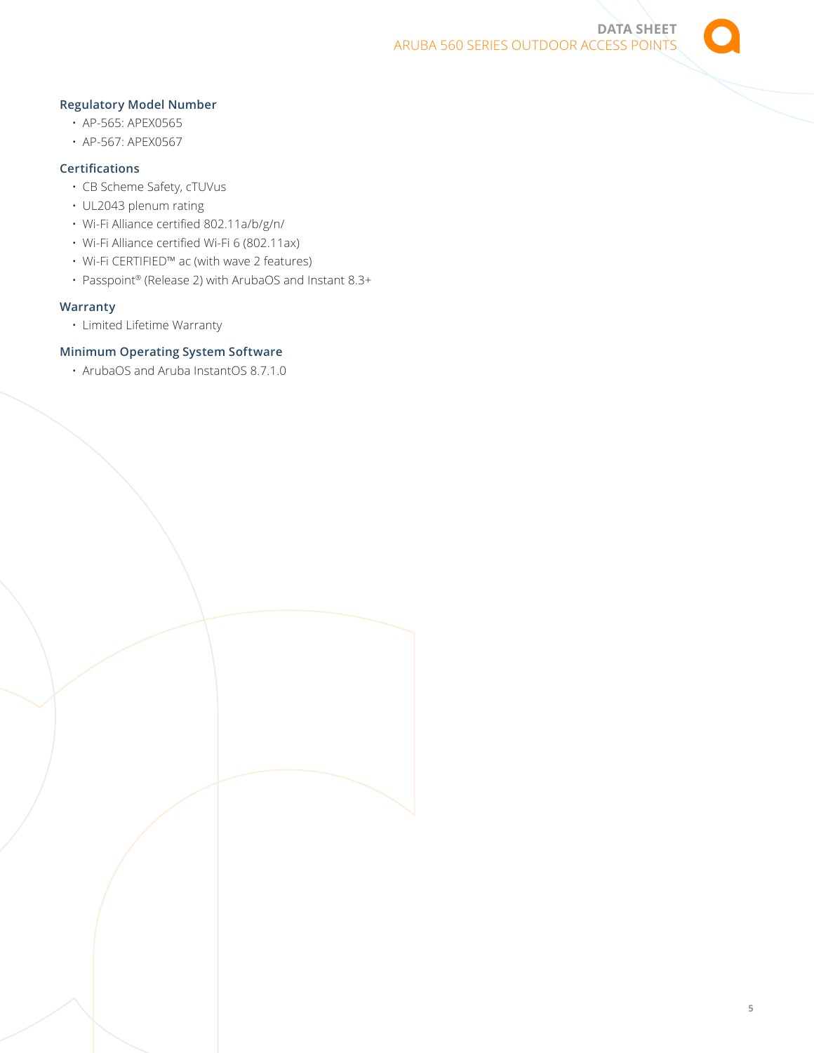### Regulatory Model Number

- AP-565: APEX0565
- AP-567: APEX0567

### Certifications

- CB Scheme Safety, cTUVus
- UL2043 plenum rating
- Wi-Fi Alliance certified 802.11a/b/g/n/
- Wi-Fi Alliance certified Wi-Fi 6 (802.11ax)
- Wi-Fi CERTIFIED™ ac (with wave 2 features)
- Passpoint® (Release 2) with ArubaOS and Instant 8.3+

### Warranty

- Limited Lifetime Warranty

### Minimum Operating System Software

- ArubaOS and Aruba InstantOS 8.7.1.0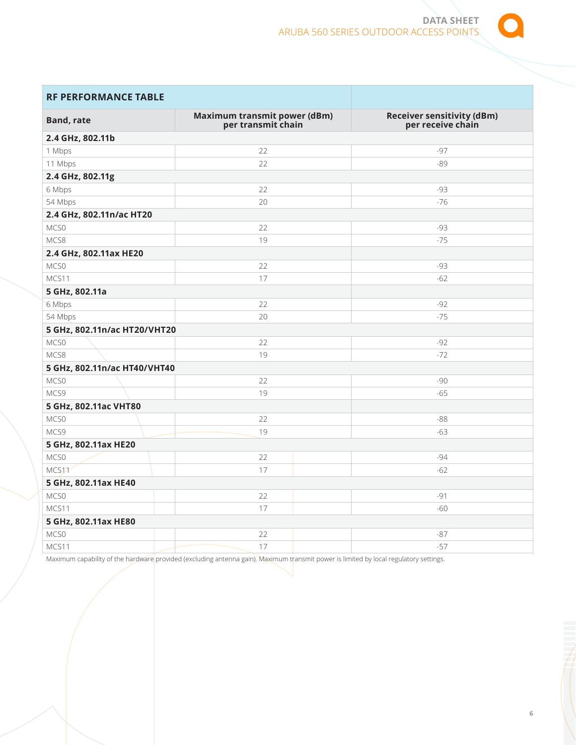| RF PERFORMANCE TABLE | | |
|---|---|---|
| **Band, rate** | **Maximum transmit power (dBm) per transmit chain** | **Receiver sensitivity (dBm) per receive chain** |
| **2.4 GHz, 802.11b** | | |
| 1 Mbps | 22 | -97 |
| 11 Mbps | 22 | -89 |
| **2.4 GHz, 802.11g** | | |
| 6 Mbps | 22 | -93 |
| 54 Mbps | 20 | -76 |
| **2.4 GHz, 802.11n/ac HT20** | | |
| MCS0 | 22 | -93 |
| MCS8 | 19 | -75 |
| **2.4 GHz, 802.11ax HE20** | | |
| MCS0 | 22 | -93 |
| MCS11 | 17 | -62 |
| **5 GHz, 802.11a** | | |
| 6 Mbps | 22 | -92 |
| 54 Mbps | 20 | -75 |
| **5 GHz, 802.11n/ac HT20/VHT20** | | |
| MCS0 | 22 | -92 |
| MCS8 | 19 | -72 |
| **5 GHz, 802.11n/ac HT40/VHT40** | | |
| MCS0 | 22 | -90 |
| MCS9 | 19 | -65 |
| **5 GHz, 802.11ac VHT80** | | |
| MCS0 | 22 | -88 |
| MCS9 | 19 | -63 |
| **5 GHz, 802.11ax HE20** | | |
| MCS0 | 22 | -94 |
| MCS11 | 17 | -62 |
| **5 GHz, 802.11ax HE40** | | |
| MCS0 | 22 | -91 |
| MCS11 | 17 | -60 |
| **5 GHz, 802.11ax HE80** | | |
| MCS0 | 22 | -87 |
| MCS11 | 17 | -57 |

Maximum capability of the hardware provided (excluding antenna gain). Maximum transmit power is limited by local regulatory settings.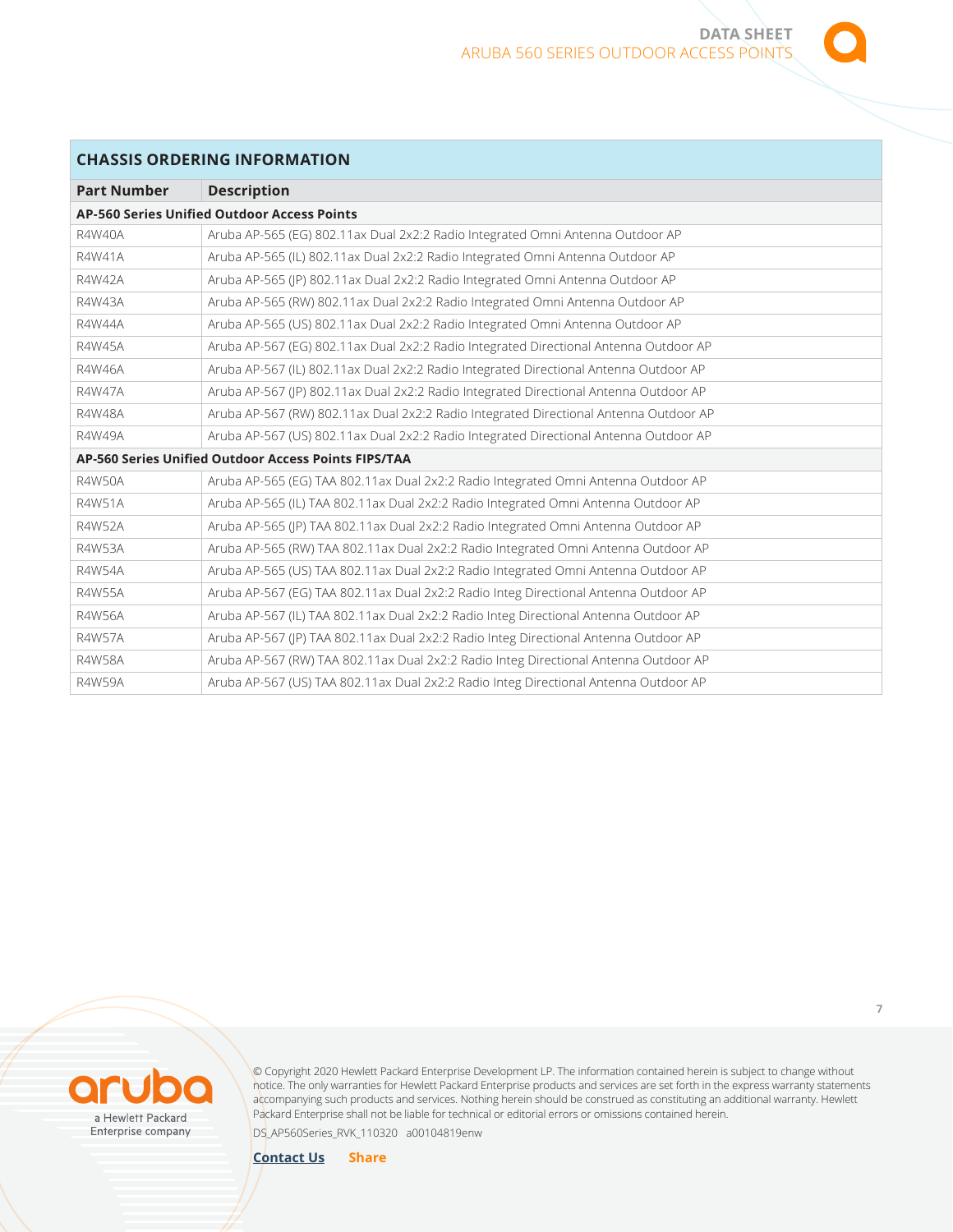## CHASSIS ORDERING INFORMATION

| Part Number | Description |
|---|---|
| **AP-560 Series Unified Outdoor Access Points** | |
| R4W40A | Aruba AP-565 (EG) 802.11ax Dual 2x2:2 Radio Integrated Omni Antenna Outdoor AP |
| R4W41A | Aruba AP-565 (IL) 802.11ax Dual 2x2:2 Radio Integrated Omni Antenna Outdoor AP |
| R4W42A | Aruba AP-565 (JP) 802.11ax Dual 2x2:2 Radio Integrated Omni Antenna Outdoor AP |
| R4W43A | Aruba AP-565 (RW) 802.11ax Dual 2x2:2 Radio Integrated Omni Antenna Outdoor AP |
| R4W44A | Aruba AP-565 (US) 802.11ax Dual 2x2:2 Radio Integrated Omni Antenna Outdoor AP |
| R4W45A | Aruba AP-567 (EG) 802.11ax Dual 2x2:2 Radio Integrated Directional Antenna Outdoor AP |
| R4W46A | Aruba AP-567 (IL) 802.11ax Dual 2x2:2 Radio Integrated Directional Antenna Outdoor AP |
| R4W47A | Aruba AP-567 (JP) 802.11ax Dual 2x2:2 Radio Integrated Directional Antenna Outdoor AP |
| R4W48A | Aruba AP-567 (RW) 802.11ax Dual 2x2:2 Radio Integrated Directional Antenna Outdoor AP |
| R4W49A | Aruba AP-567 (US) 802.11ax Dual 2x2:2 Radio Integrated Directional Antenna Outdoor AP |
| **AP-560 Series Unified Outdoor Access Points FIPS/TAA** | |
| R4W50A | Aruba AP-565 (EG) TAA 802.11ax Dual 2x2:2 Radio Integrated Omni Antenna Outdoor AP |
| R4W51A | Aruba AP-565 (IL) TAA 802.11ax Dual 2x2:2 Radio Integrated Omni Antenna Outdoor AP |
| R4W52A | Aruba AP-565 (JP) TAA 802.11ax Dual 2x2:2 Radio Integrated Omni Antenna Outdoor AP |
| R4W53A | Aruba AP-565 (RW) TAA 802.11ax Dual 2x2:2 Radio Integrated Omni Antenna Outdoor AP |
| R4W54A | Aruba AP-565 (US) TAA 802.11ax Dual 2x2:2 Radio Integrated Omni Antenna Outdoor AP |
| R4W55A | Aruba AP-567 (EG) TAA 802.11ax Dual 2x2:2 Radio Integ Directional Antenna Outdoor AP |
| R4W56A | Aruba AP-567 (IL) TAA 802.11ax Dual 2x2:2 Radio Integ Directional Antenna Outdoor AP |
| R4W57A | Aruba AP-567 (JP) TAA 802.11ax Dual 2x2:2 Radio Integ Directional Antenna Outdoor AP |
| R4W58A | Aruba AP-567 (RW) TAA 802.11ax Dual 2x2:2 Radio Integ Directional Antenna Outdoor AP |
| R4W59A | Aruba AP-567 (US) TAA 802.11ax Dual 2x2:2 Radio Integ Directional Antenna Outdoor AP |

aruba

a Hewlett Packard Enterprise company

© Copyright 2020 Hewlett Packard Enterprise Development LP. The information contained herein is subject to change without notice. The only warranties for Hewlett Packard Enterprise products and services are set forth in the express warranty statements accompanying such products and services. Nothing herein should be construed as constituting an additional warranty. Hewlett Packard Enterprise shall not be liable for technical or editorial errors or omissions contained herein.

DS_AP560Series_RVK_110320 a00104819enw

**Contact Us** **Share**